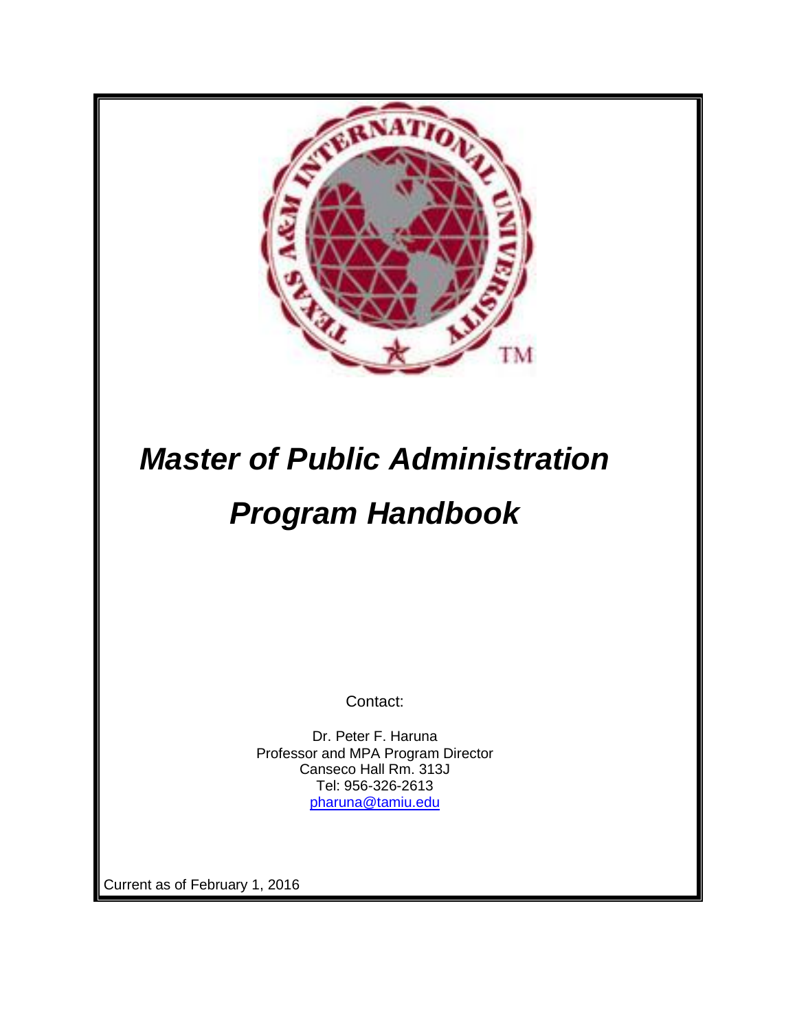# *Master of Public Administration Program Handbook*

Contact:

Dr. Peter F. Haruna
Professor and MPA Program Director
Canseco Hall Rm. 313J
Tel: 956-326-2613
pharuna@tamiu.edu

Current as of February 1, 2016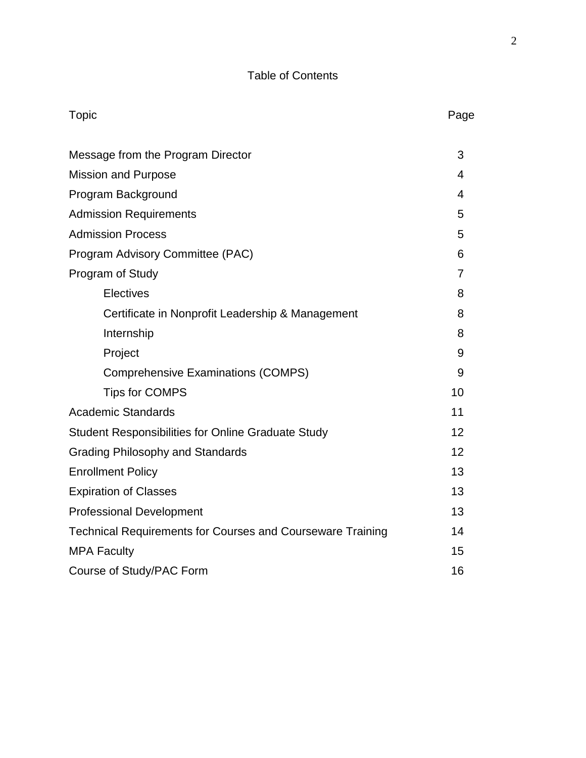# Table of Contents

| Topic | Page |
|---|---|
| Message from the Program Director | 3 |
| Mission and Purpose | 4 |
| Program Background | 4 |
| Admission Requirements | 5 |
| Admission Process | 5 |
| Program Advisory Committee (PAC) | 6 |
| Program of Study | 7 |
| Electives | 8 |
| Certificate in Nonprofit Leadership & Management | 8 |
| Internship | 8 |
| Project | 9 |
| Comprehensive Examinations (COMPS) | 9 |
| Tips for COMPS | 10 |
| Academic Standards | 11 |
| Student Responsibilities for Online Graduate Study | 12 |
| Grading Philosophy and Standards | 12 |
| Enrollment Policy | 13 |
| Expiration of Classes | 13 |
| Professional Development | 13 |
| Technical Requirements for Courses and Courseware Training | 14 |
| MPA Faculty | 15 |
| Course of Study/PAC Form | 16 |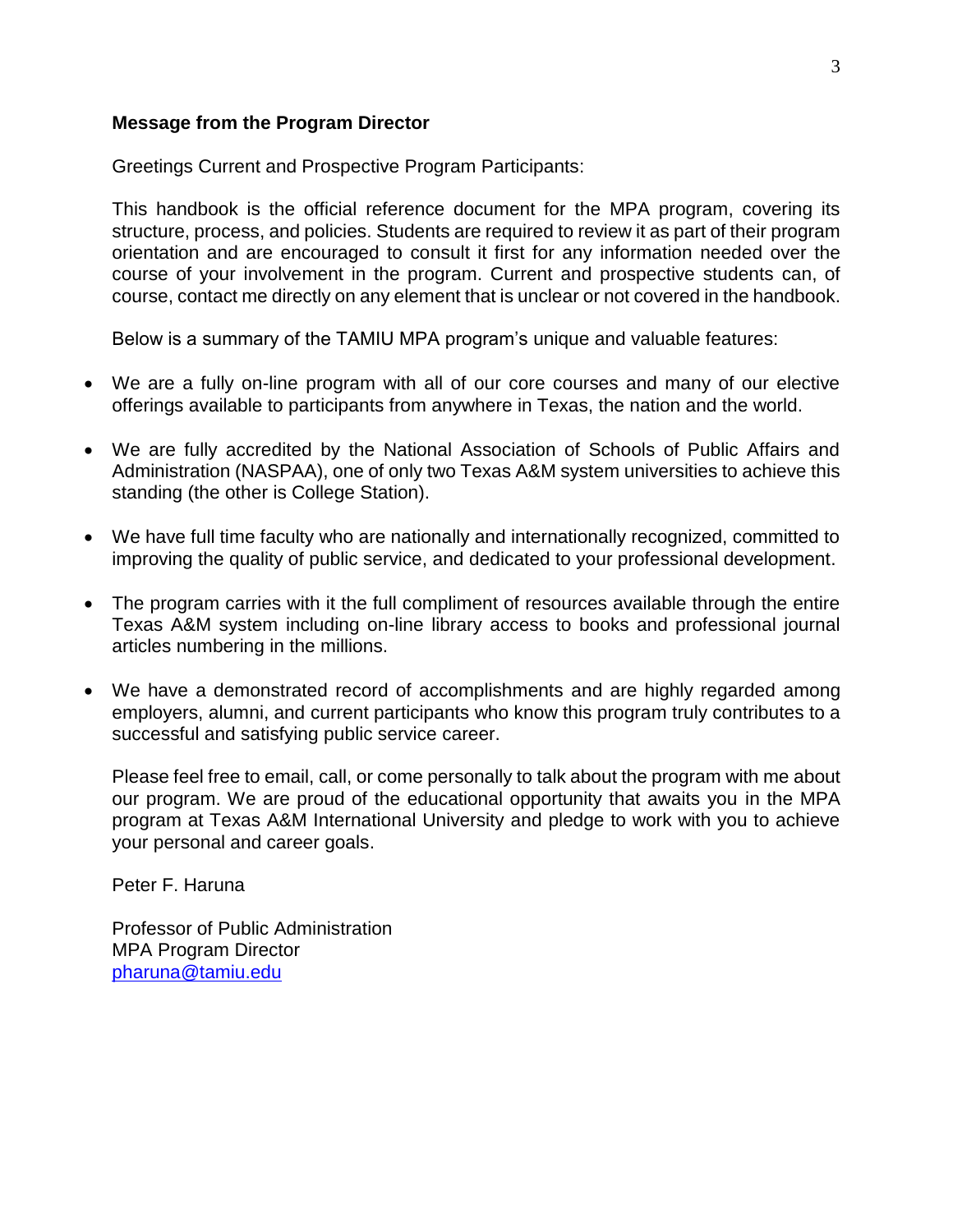**Message from the Program Director**

Greetings Current and Prospective Program Participants:

This handbook is the official reference document for the MPA program, covering its structure, process, and policies. Students are required to review it as part of their program orientation and are encouraged to consult it first for any information needed over the course of your involvement in the program. Current and prospective students can, of course, contact me directly on any element that is unclear or not covered in the handbook.

Below is a summary of the TAMIU MPA program's unique and valuable features:

- We are a fully on-line program with all of our core courses and many of our elective offerings available to participants from anywhere in Texas, the nation and the world.
- We are fully accredited by the National Association of Schools of Public Affairs and Administration (NASPAA), one of only two Texas A&M system universities to achieve this standing (the other is College Station).
- We have full time faculty who are nationally and internationally recognized, committed to improving the quality of public service, and dedicated to your professional development.
- The program carries with it the full compliment of resources available through the entire Texas A&M system including on-line library access to books and professional journal articles numbering in the millions.
- We have a demonstrated record of accomplishments and are highly regarded among employers, alumni, and current participants who know this program truly contributes to a successful and satisfying public service career.

Please feel free to email, call, or come personally to talk about the program with me about our program. We are proud of the educational opportunity that awaits you in the MPA program at Texas A&M International University and pledge to work with you to achieve your personal and career goals.

Peter F. Haruna

Professor of Public Administration
MPA Program Director
pharuna@tamiu.edu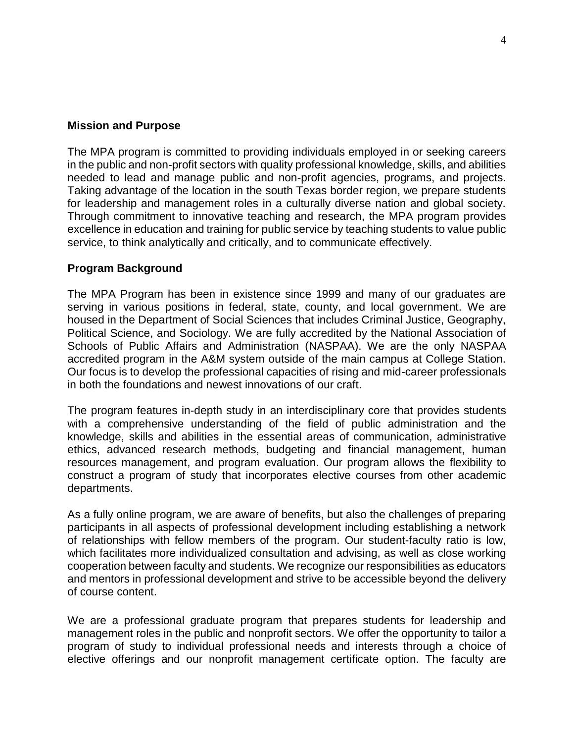## Mission and Purpose

The MPA program is committed to providing individuals employed in or seeking careers in the public and non-profit sectors with quality professional knowledge, skills, and abilities needed to lead and manage public and non-profit agencies, programs, and projects. Taking advantage of the location in the south Texas border region, we prepare students for leadership and management roles in a culturally diverse nation and global society. Through commitment to innovative teaching and research, the MPA program provides excellence in education and training for public service by teaching students to value public service, to think analytically and critically, and to communicate effectively.

## Program Background

The MPA Program has been in existence since 1999 and many of our graduates are serving in various positions in federal, state, county, and local government. We are housed in the Department of Social Sciences that includes Criminal Justice, Geography, Political Science, and Sociology. We are fully accredited by the National Association of Schools of Public Affairs and Administration (NASPAA). We are the only NASPAA accredited program in the A&M system outside of the main campus at College Station. Our focus is to develop the professional capacities of rising and mid-career professionals in both the foundations and newest innovations of our craft.

The program features in-depth study in an interdisciplinary core that provides students with a comprehensive understanding of the field of public administration and the knowledge, skills and abilities in the essential areas of communication, administrative ethics, advanced research methods, budgeting and financial management, human resources management, and program evaluation. Our program allows the flexibility to construct a program of study that incorporates elective courses from other academic departments.

As a fully online program, we are aware of benefits, but also the challenges of preparing participants in all aspects of professional development including establishing a network of relationships with fellow members of the program. Our student-faculty ratio is low, which facilitates more individualized consultation and advising, as well as close working cooperation between faculty and students. We recognize our responsibilities as educators and mentors in professional development and strive to be accessible beyond the delivery of course content.

We are a professional graduate program that prepares students for leadership and management roles in the public and nonprofit sectors. We offer the opportunity to tailor a program of study to individual professional needs and interests through a choice of elective offerings and our nonprofit management certificate option. The faculty are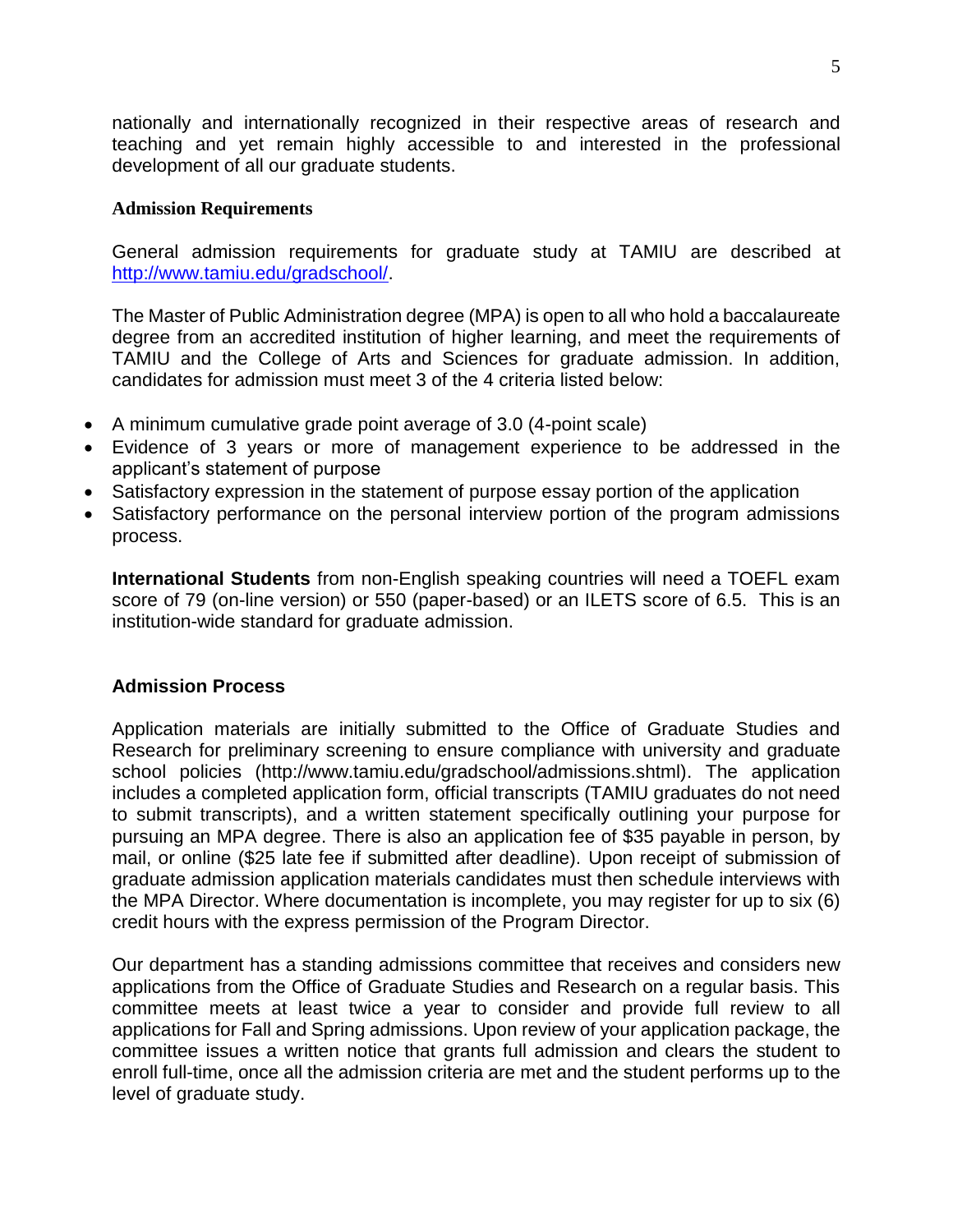nationally and internationally recognized in their respective areas of research and teaching and yet remain highly accessible to and interested in the professional development of all our graduate students.

### Admission Requirements

General admission requirements for graduate study at TAMIU are described at http://www.tamiu.edu/gradschool/.

The Master of Public Administration degree (MPA) is open to all who hold a baccalaureate degree from an accredited institution of higher learning, and meet the requirements of TAMIU and the College of Arts and Sciences for graduate admission. In addition, candidates for admission must meet 3 of the 4 criteria listed below:

- A minimum cumulative grade point average of 3.0 (4-point scale)
- Evidence of 3 years or more of management experience to be addressed in the applicant's statement of purpose
- Satisfactory expression in the statement of purpose essay portion of the application
- Satisfactory performance on the personal interview portion of the program admissions process.

**International Students** from non-English speaking countries will need a TOEFL exam score of 79 (on-line version) or 550 (paper-based) or an ILETS score of 6.5. This is an institution-wide standard for graduate admission.

### Admission Process

Application materials are initially submitted to the Office of Graduate Studies and Research for preliminary screening to ensure compliance with university and graduate school policies (http://www.tamiu.edu/gradschool/admissions.shtml). The application includes a completed application form, official transcripts (TAMIU graduates do not need to submit transcripts), and a written statement specifically outlining your purpose for pursuing an MPA degree. There is also an application fee of $35 payable in person, by mail, or online ($25 late fee if submitted after deadline). Upon receipt of submission of graduate admission application materials candidates must then schedule interviews with the MPA Director. Where documentation is incomplete, you may register for up to six (6) credit hours with the express permission of the Program Director.

Our department has a standing admissions committee that receives and considers new applications from the Office of Graduate Studies and Research on a regular basis. This committee meets at least twice a year to consider and provide full review to all applications for Fall and Spring admissions. Upon review of your application package, the committee issues a written notice that grants full admission and clears the student to enroll full-time, once all the admission criteria are met and the student performs up to the level of graduate study.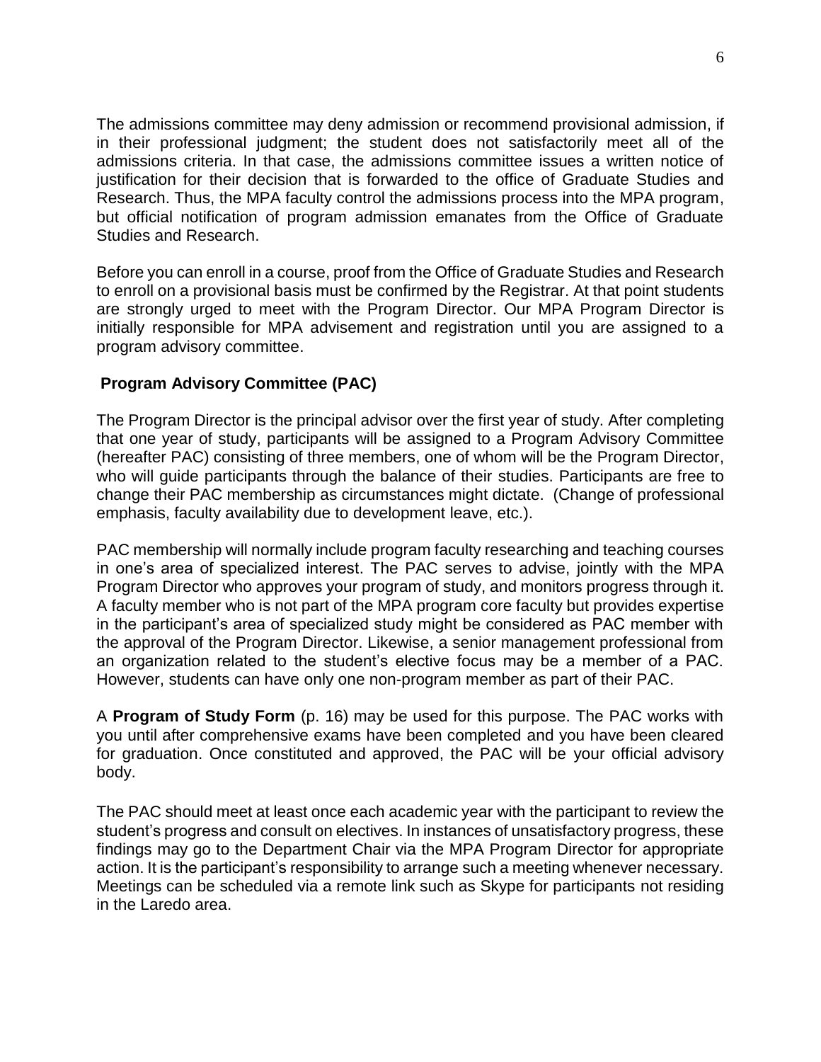The admissions committee may deny admission or recommend provisional admission, if in their professional judgment; the student does not satisfactorily meet all of the admissions criteria. In that case, the admissions committee issues a written notice of justification for their decision that is forwarded to the office of Graduate Studies and Research. Thus, the MPA faculty control the admissions process into the MPA program, but official notification of program admission emanates from the Office of Graduate Studies and Research.

Before you can enroll in a course, proof from the Office of Graduate Studies and Research to enroll on a provisional basis must be confirmed by the Registrar. At that point students are strongly urged to meet with the Program Director. Our MPA Program Director is initially responsible for MPA advisement and registration until you are assigned to a program advisory committee.

### Program Advisory Committee (PAC)

The Program Director is the principal advisor over the first year of study. After completing that one year of study, participants will be assigned to a Program Advisory Committee (hereafter PAC) consisting of three members, one of whom will be the Program Director, who will guide participants through the balance of their studies. Participants are free to change their PAC membership as circumstances might dictate. (Change of professional emphasis, faculty availability due to development leave, etc.).

PAC membership will normally include program faculty researching and teaching courses in one's area of specialized interest. The PAC serves to advise, jointly with the MPA Program Director who approves your program of study, and monitors progress through it. A faculty member who is not part of the MPA program core faculty but provides expertise in the participant's area of specialized study might be considered as PAC member with the approval of the Program Director. Likewise, a senior management professional from an organization related to the student's elective focus may be a member of a PAC. However, students can have only one non-program member as part of their PAC.

A **Program of Study Form** (p. 16) may be used for this purpose. The PAC works with you until after comprehensive exams have been completed and you have been cleared for graduation. Once constituted and approved, the PAC will be your official advisory body.

The PAC should meet at least once each academic year with the participant to review the student's progress and consult on electives. In instances of unsatisfactory progress, these findings may go to the Department Chair via the MPA Program Director for appropriate action. It is the participant's responsibility to arrange such a meeting whenever necessary. Meetings can be scheduled via a remote link such as Skype for participants not residing in the Laredo area.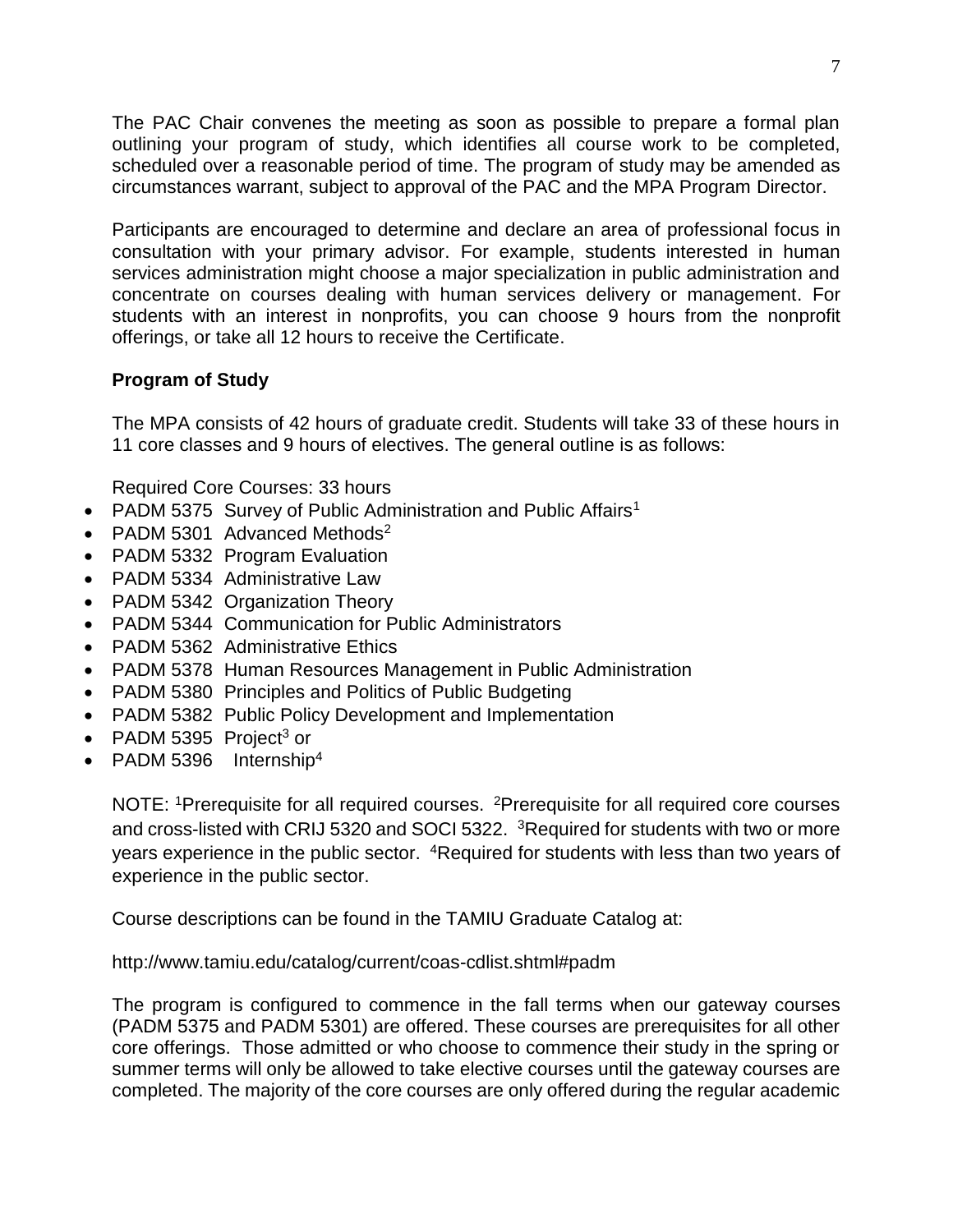The PAC Chair convenes the meeting as soon as possible to prepare a formal plan outlining your program of study, which identifies all course work to be completed, scheduled over a reasonable period of time. The program of study may be amended as circumstances warrant, subject to approval of the PAC and the MPA Program Director.

Participants are encouraged to determine and declare an area of professional focus in consultation with your primary advisor. For example, students interested in human services administration might choose a major specialization in public administration and concentrate on courses dealing with human services delivery or management. For students with an interest in nonprofits, you can choose 9 hours from the nonprofit offerings, or take all 12 hours to receive the Certificate.

**Program of Study**

The MPA consists of 42 hours of graduate credit. Students will take 33 of these hours in 11 core classes and 9 hours of electives. The general outline is as follows:

Required Core Courses: 33 hours

- PADM 5375 Survey of Public Administration and Public Affairs[1]
- PADM 5301 Advanced Methods[2]
- PADM 5332 Program Evaluation
- PADM 5334 Administrative Law
- PADM 5342 Organization Theory
- PADM 5344 Communication for Public Administrators
- PADM 5362 Administrative Ethics
- PADM 5378 Human Resources Management in Public Administration
- PADM 5380 Principles and Politics of Public Budgeting
- PADM 5382 Public Policy Development and Implementation
- PADM 5395 Project[3] or
- PADM 5396 Internship[4]

NOTE: [1]Prerequisite for all required courses. [2]Prerequisite for all required core courses and cross-listed with CRIJ 5320 and SOCI 5322. [3]Required for students with two or more years experience in the public sector. [4]Required for students with less than two years of experience in the public sector.

Course descriptions can be found in the TAMIU Graduate Catalog at:

http://www.tamiu.edu/catalog/current/coas-cdlist.shtml#padm

The program is configured to commence in the fall terms when our gateway courses (PADM 5375 and PADM 5301) are offered. These courses are prerequisites for all other core offerings. Those admitted or who choose to commence their study in the spring or summer terms will only be allowed to take elective courses until the gateway courses are completed. The majority of the core courses are only offered during the regular academic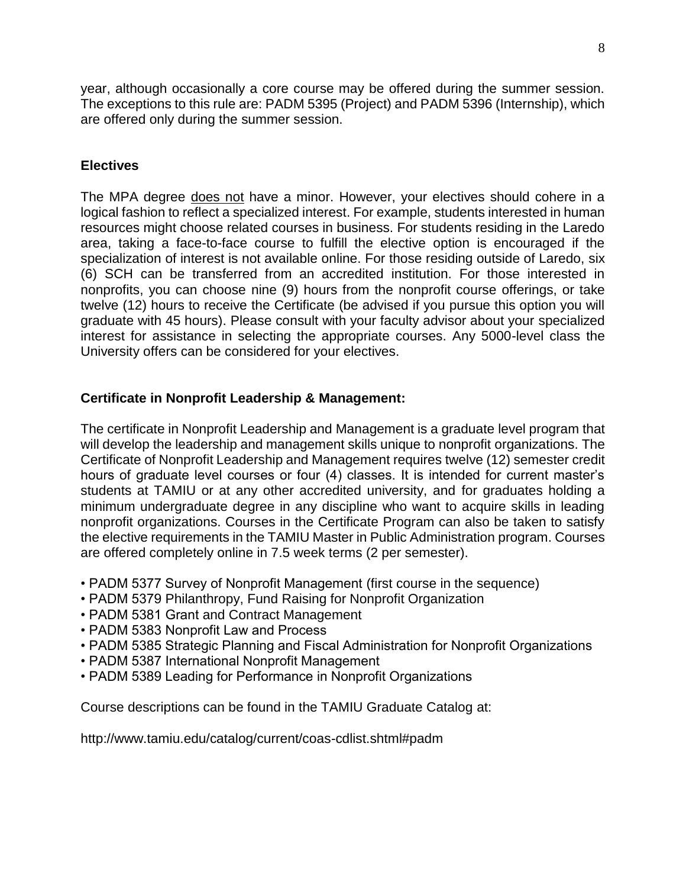year, although occasionally a core course may be offered during the summer session. The exceptions to this rule are: PADM 5395 (Project) and PADM 5396 (Internship), which are offered only during the summer session.

## Electives

The MPA degree does not have a minor. However, your electives should cohere in a logical fashion to reflect a specialized interest. For example, students interested in human resources might choose related courses in business. For students residing in the Laredo area, taking a face-to-face course to fulfill the elective option is encouraged if the specialization of interest is not available online. For those residing outside of Laredo, six (6) SCH can be transferred from an accredited institution. For those interested in nonprofits, you can choose nine (9) hours from the nonprofit course offerings, or take twelve (12) hours to receive the Certificate (be advised if you pursue this option you will graduate with 45 hours). Please consult with your faculty advisor about your specialized interest for assistance in selecting the appropriate courses. Any 5000-level class the University offers can be considered for your electives.

## Certificate in Nonprofit Leadership & Management:

The certificate in Nonprofit Leadership and Management is a graduate level program that will develop the leadership and management skills unique to nonprofit organizations. The Certificate of Nonprofit Leadership and Management requires twelve (12) semester credit hours of graduate level courses or four (4) classes. It is intended for current master's students at TAMIU or at any other accredited university, and for graduates holding a minimum undergraduate degree in any discipline who want to acquire skills in leading nonprofit organizations. Courses in the Certificate Program can also be taken to satisfy the elective requirements in the TAMIU Master in Public Administration program. Courses are offered completely online in 7.5 week terms (2 per semester).

- PADM 5377 Survey of Nonprofit Management (first course in the sequence)
- PADM 5379 Philanthropy, Fund Raising for Nonprofit Organization
- PADM 5381 Grant and Contract Management
- PADM 5383 Nonprofit Law and Process
- PADM 5385 Strategic Planning and Fiscal Administration for Nonprofit Organizations
- PADM 5387 International Nonprofit Management
- PADM 5389 Leading for Performance in Nonprofit Organizations

Course descriptions can be found in the TAMIU Graduate Catalog at:

http://www.tamiu.edu/catalog/current/coas-cdlist.shtml#padm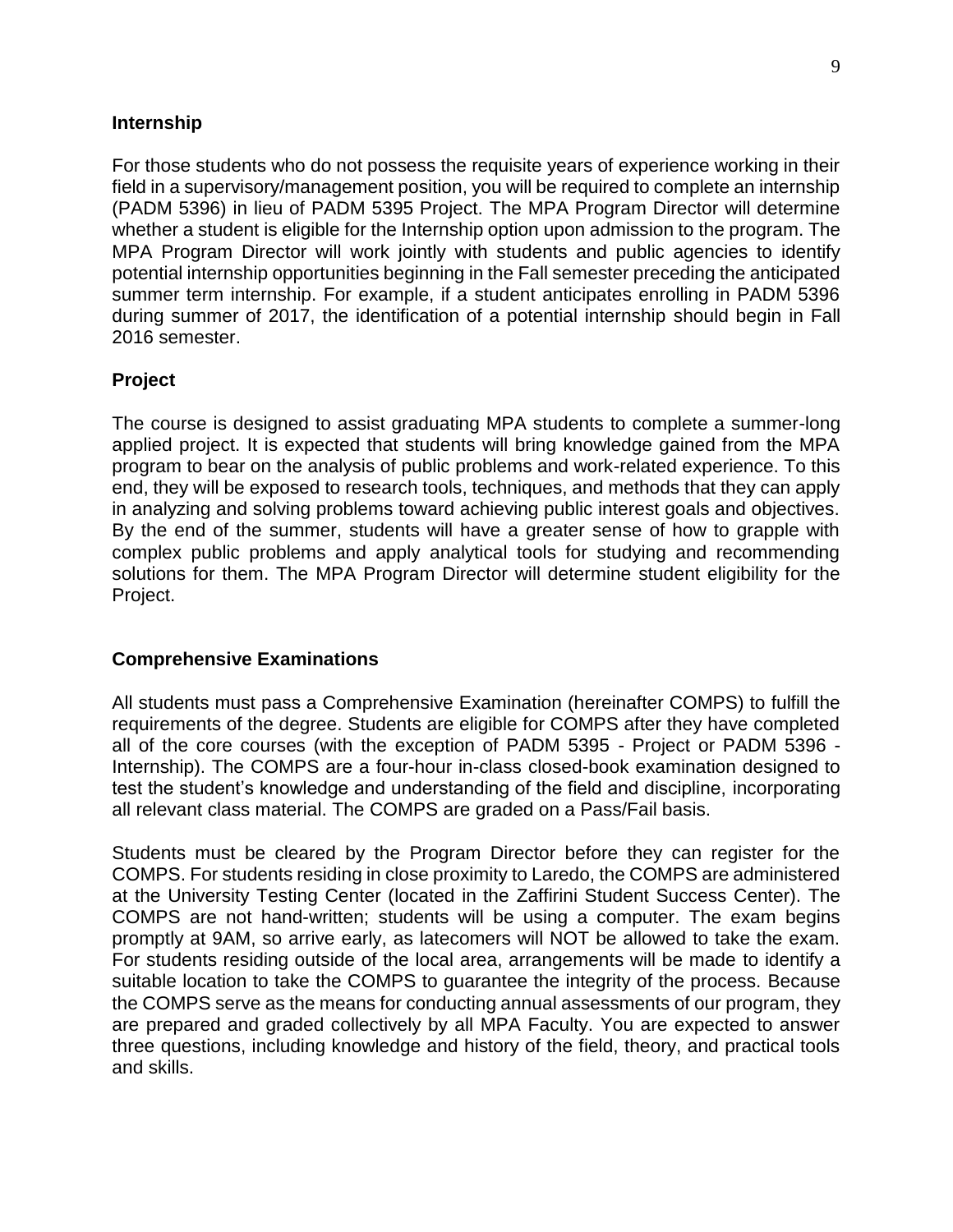### Internship

For those students who do not possess the requisite years of experience working in their field in a supervisory/management position, you will be required to complete an internship (PADM 5396) in lieu of PADM 5395 Project. The MPA Program Director will determine whether a student is eligible for the Internship option upon admission to the program. The MPA Program Director will work jointly with students and public agencies to identify potential internship opportunities beginning in the Fall semester preceding the anticipated summer term internship. For example, if a student anticipates enrolling in PADM 5396 during summer of 2017, the identification of a potential internship should begin in Fall 2016 semester.

### Project

The course is designed to assist graduating MPA students to complete a summer-long applied project. It is expected that students will bring knowledge gained from the MPA program to bear on the analysis of public problems and work-related experience. To this end, they will be exposed to research tools, techniques, and methods that they can apply in analyzing and solving problems toward achieving public interest goals and objectives. By the end of the summer, students will have a greater sense of how to grapple with complex public problems and apply analytical tools for studying and recommending solutions for them. The MPA Program Director will determine student eligibility for the Project.

### Comprehensive Examinations

All students must pass a Comprehensive Examination (hereinafter COMPS) to fulfill the requirements of the degree. Students are eligible for COMPS after they have completed all of the core courses (with the exception of PADM 5395 - Project or PADM 5396 - Internship). The COMPS are a four-hour in-class closed-book examination designed to test the student's knowledge and understanding of the field and discipline, incorporating all relevant class material. The COMPS are graded on a Pass/Fail basis.

Students must be cleared by the Program Director before they can register for the COMPS. For students residing in close proximity to Laredo, the COMPS are administered at the University Testing Center (located in the Zaffirini Student Success Center). The COMPS are not hand-written; students will be using a computer. The exam begins promptly at 9AM, so arrive early, as latecomers will NOT be allowed to take the exam. For students residing outside of the local area, arrangements will be made to identify a suitable location to take the COMPS to guarantee the integrity of the process. Because the COMPS serve as the means for conducting annual assessments of our program, they are prepared and graded collectively by all MPA Faculty. You are expected to answer three questions, including knowledge and history of the field, theory, and practical tools and skills.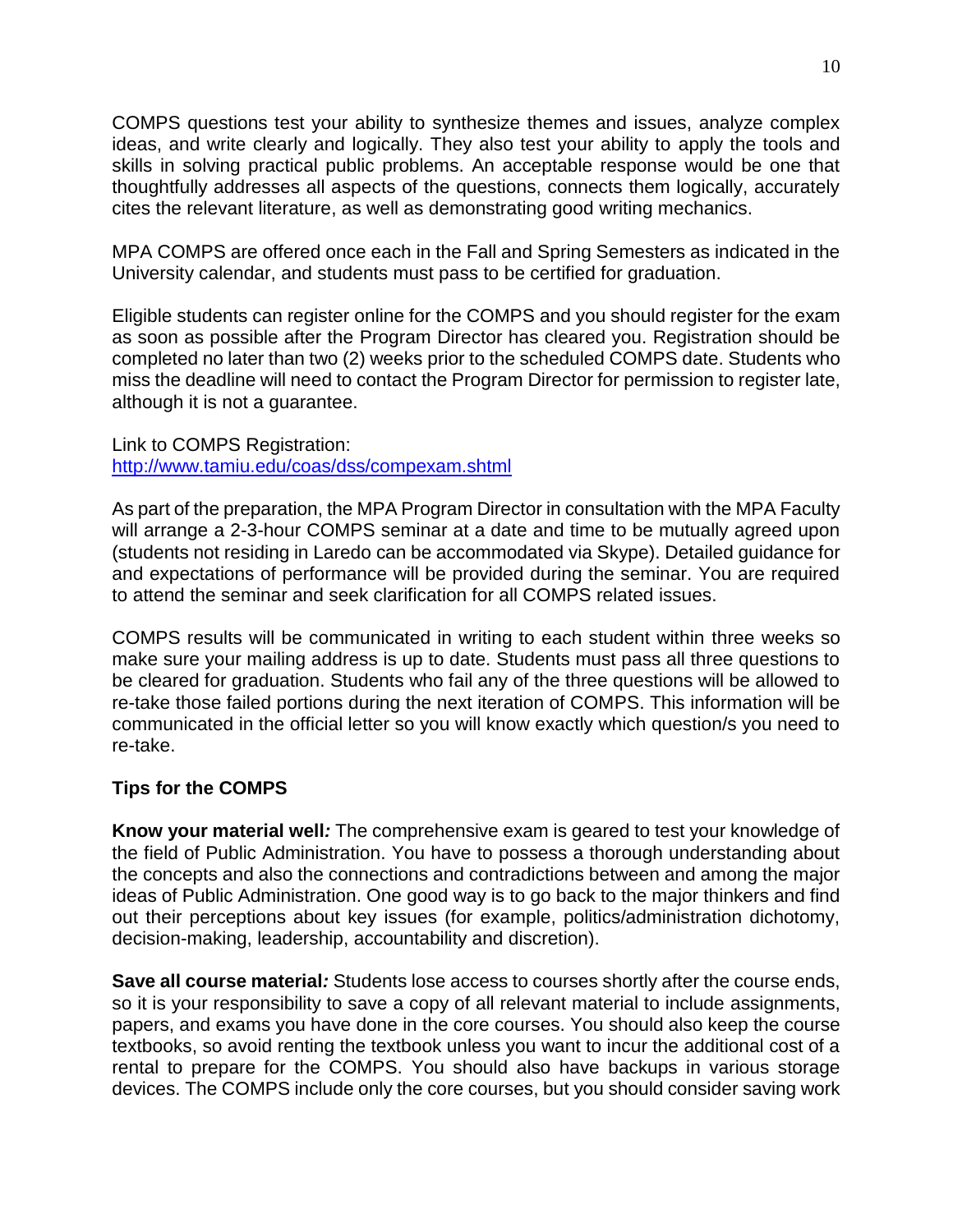COMPS questions test your ability to synthesize themes and issues, analyze complex ideas, and write clearly and logically. They also test your ability to apply the tools and skills in solving practical public problems. An acceptable response would be one that thoughtfully addresses all aspects of the questions, connects them logically, accurately cites the relevant literature, as well as demonstrating good writing mechanics.

MPA COMPS are offered once each in the Fall and Spring Semesters as indicated in the University calendar, and students must pass to be certified for graduation.

Eligible students can register online for the COMPS and you should register for the exam as soon as possible after the Program Director has cleared you. Registration should be completed no later than two (2) weeks prior to the scheduled COMPS date. Students who miss the deadline will need to contact the Program Director for permission to register late, although it is not a guarantee.

Link to COMPS Registration:
[http://www.tamiu.edu/coas/dss/compexam.shtml](http://www.tamiu.edu/coas/dss/compexam.shtml)

As part of the preparation, the MPA Program Director in consultation with the MPA Faculty will arrange a 2-3-hour COMPS seminar at a date and time to be mutually agreed upon (students not residing in Laredo can be accommodated via Skype). Detailed guidance for and expectations of performance will be provided during the seminar. You are required to attend the seminar and seek clarification for all COMPS related issues.

COMPS results will be communicated in writing to each student within three weeks so make sure your mailing address is up to date. Students must pass all three questions to be cleared for graduation. Students who fail any of the three questions will be allowed to re-take those failed portions during the next iteration of COMPS. This information will be communicated in the official letter so you will know exactly which question/s you need to re-take.

**Tips for the COMPS**

**Know your material well***:* The comprehensive exam is geared to test your knowledge of the field of Public Administration. You have to possess a thorough understanding about the concepts and also the connections and contradictions between and among the major ideas of Public Administration. One good way is to go back to the major thinkers and find out their perceptions about key issues (for example, politics/administration dichotomy, decision-making, leadership, accountability and discretion).

**Save all course material***:* Students lose access to courses shortly after the course ends, so it is your responsibility to save a copy of all relevant material to include assignments, papers, and exams you have done in the core courses. You should also keep the course textbooks, so avoid renting the textbook unless you want to incur the additional cost of a rental to prepare for the COMPS. You should also have backups in various storage devices. The COMPS include only the core courses, but you should consider saving work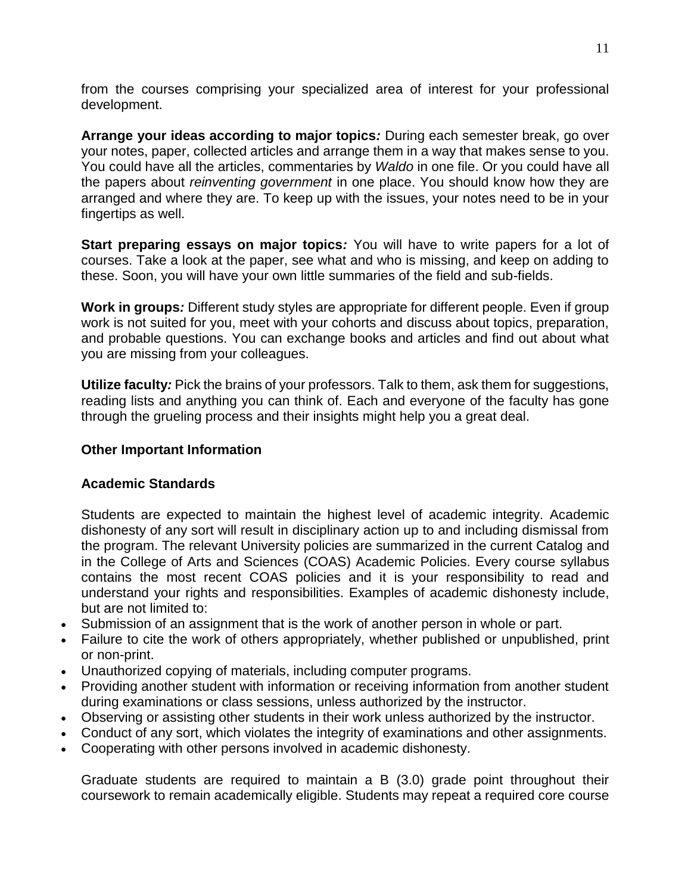from the courses comprising your specialized area of interest for your professional development.

**Arrange your ideas according to major topics*:*** During each semester break, go over your notes, paper, collected articles and arrange them in a way that makes sense to you. You could have all the articles, commentaries by *Waldo* in one file. Or you could have all the papers about *reinventing government* in one place. You should know how they are arranged and where they are. To keep up with the issues, your notes need to be in your fingertips as well.

**Start preparing essays on major topics*:*** You will have to write papers for a lot of courses. Take a look at the paper, see what and who is missing, and keep on adding to these. Soon, you will have your own little summaries of the field and sub-fields.

**Work in groups*:*** Different study styles are appropriate for different people. Even if group work is not suited for you, meet with your cohorts and discuss about topics, preparation, and probable questions. You can exchange books and articles and find out about what you are missing from your colleagues.

**Utilize faculty*:*** Pick the brains of your professors. Talk to them, ask them for suggestions, reading lists and anything you can think of. Each and everyone of the faculty has gone through the grueling process and their insights might help you a great deal.

**Other Important Information**

**Academic Standards**

Students are expected to maintain the highest level of academic integrity. Academic dishonesty of any sort will result in disciplinary action up to and including dismissal from the program. The relevant University policies are summarized in the current Catalog and in the College of Arts and Sciences (COAS) Academic Policies. Every course syllabus contains the most recent COAS policies and it is your responsibility to read and understand your rights and responsibilities. Examples of academic dishonesty include, but are not limited to:

- Submission of an assignment that is the work of another person in whole or part.
- Failure to cite the work of others appropriately, whether published or unpublished, print or non-print.
- Unauthorized copying of materials, including computer programs.
- Providing another student with information or receiving information from another student during examinations or class sessions, unless authorized by the instructor.
- Observing or assisting other students in their work unless authorized by the instructor.
- Conduct of any sort, which violates the integrity of examinations and other assignments.
- Cooperating with other persons involved in academic dishonesty.

Graduate students are required to maintain a B (3.0) grade point throughout their coursework to remain academically eligible. Students may repeat a required core course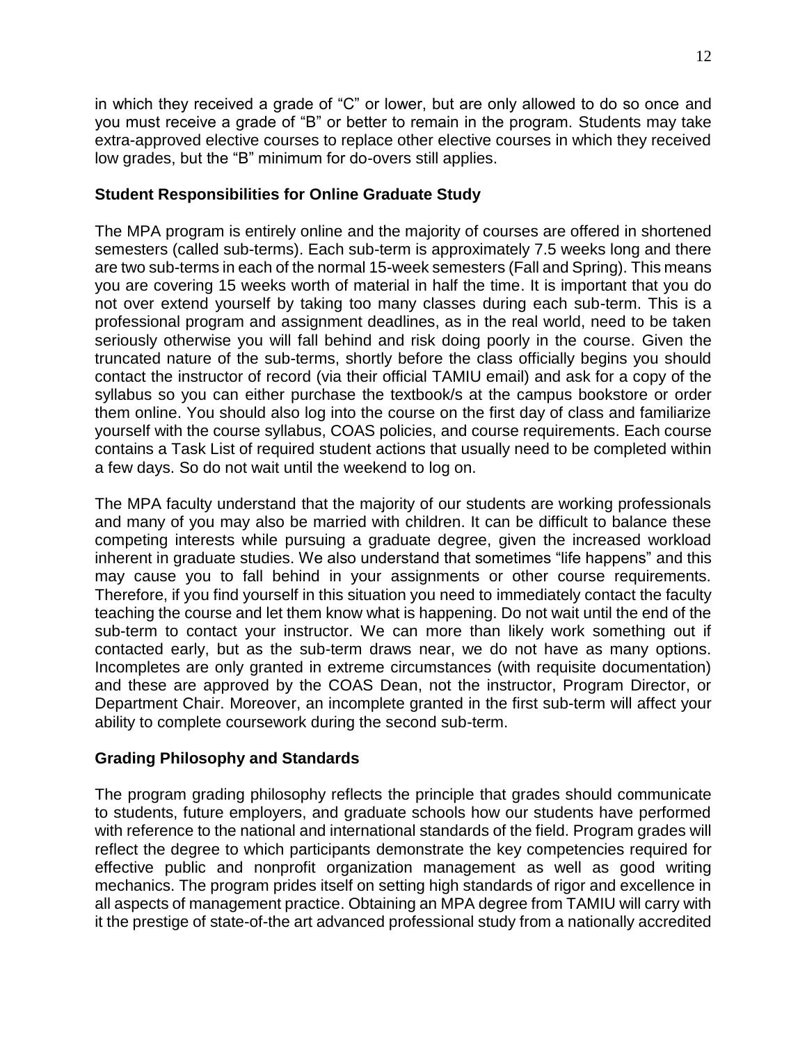in which they received a grade of "C" or lower, but are only allowed to do so once and you must receive a grade of "B" or better to remain in the program. Students may take extra-approved elective courses to replace other elective courses in which they received low grades, but the "B" minimum for do-overs still applies.

### Student Responsibilities for Online Graduate Study

The MPA program is entirely online and the majority of courses are offered in shortened semesters (called sub-terms). Each sub-term is approximately 7.5 weeks long and there are two sub-terms in each of the normal 15-week semesters (Fall and Spring). This means you are covering 15 weeks worth of material in half the time. It is important that you do not over extend yourself by taking too many classes during each sub-term. This is a professional program and assignment deadlines, as in the real world, need to be taken seriously otherwise you will fall behind and risk doing poorly in the course. Given the truncated nature of the sub-terms, shortly before the class officially begins you should contact the instructor of record (via their official TAMIU email) and ask for a copy of the syllabus so you can either purchase the textbook/s at the campus bookstore or order them online. You should also log into the course on the first day of class and familiarize yourself with the course syllabus, COAS policies, and course requirements. Each course contains a Task List of required student actions that usually need to be completed within a few days. So do not wait until the weekend to log on.

The MPA faculty understand that the majority of our students are working professionals and many of you may also be married with children. It can be difficult to balance these competing interests while pursuing a graduate degree, given the increased workload inherent in graduate studies. We also understand that sometimes "life happens" and this may cause you to fall behind in your assignments or other course requirements. Therefore, if you find yourself in this situation you need to immediately contact the faculty teaching the course and let them know what is happening. Do not wait until the end of the sub-term to contact your instructor. We can more than likely work something out if contacted early, but as the sub-term draws near, we do not have as many options. Incompletes are only granted in extreme circumstances (with requisite documentation) and these are approved by the COAS Dean, not the instructor, Program Director, or Department Chair. Moreover, an incomplete granted in the first sub-term will affect your ability to complete coursework during the second sub-term.

### Grading Philosophy and Standards

The program grading philosophy reflects the principle that grades should communicate to students, future employers, and graduate schools how our students have performed with reference to the national and international standards of the field. Program grades will reflect the degree to which participants demonstrate the key competencies required for effective public and nonprofit organization management as well as good writing mechanics. The program prides itself on setting high standards of rigor and excellence in all aspects of management practice. Obtaining an MPA degree from TAMIU will carry with it the prestige of state-of-the art advanced professional study from a nationally accredited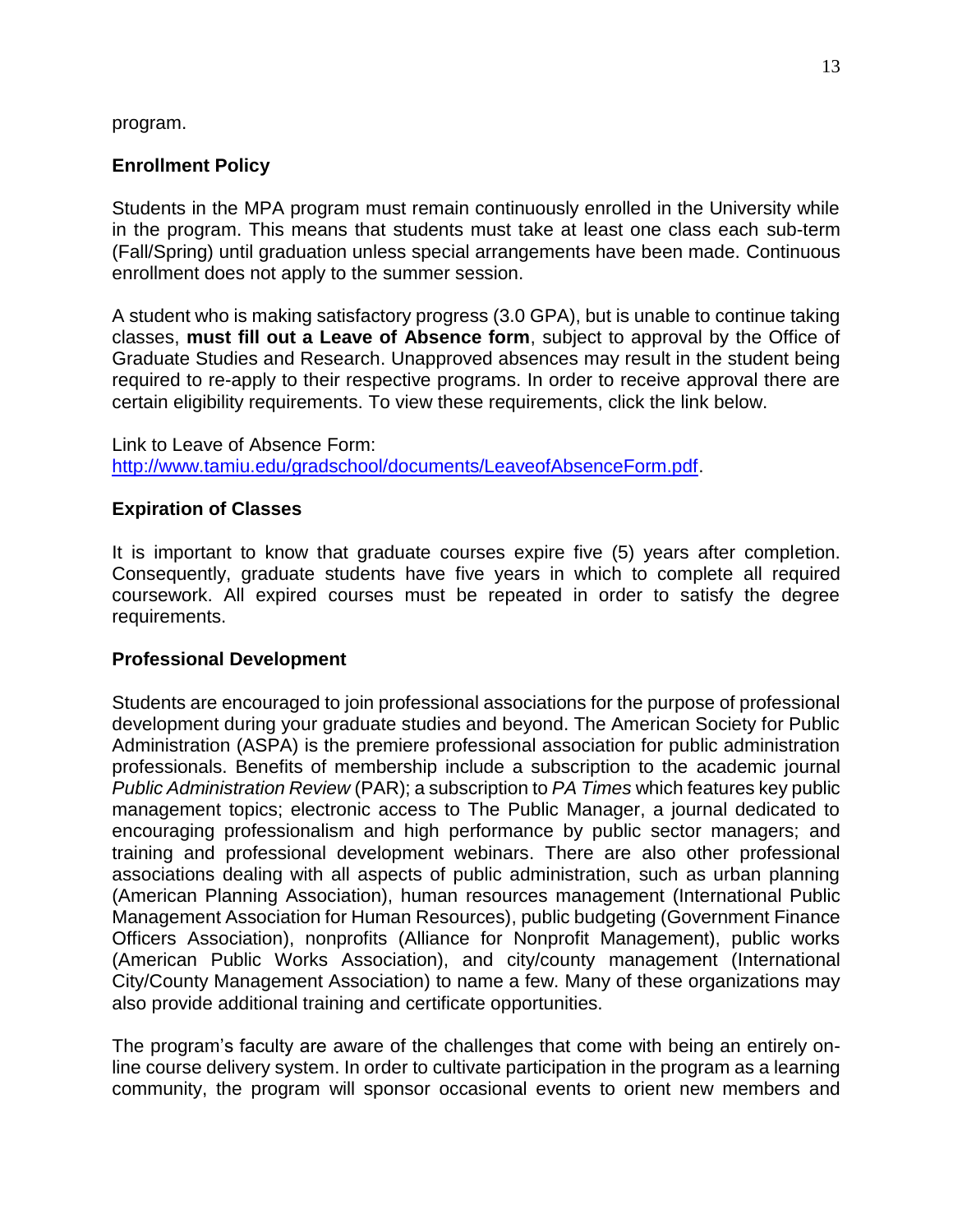program.

**Enrollment Policy**

Students in the MPA program must remain continuously enrolled in the University while in the program. This means that students must take at least one class each sub-term (Fall/Spring) until graduation unless special arrangements have been made. Continuous enrollment does not apply to the summer session.

A student who is making satisfactory progress (3.0 GPA), but is unable to continue taking classes, **must fill out a Leave of Absence form**, subject to approval by the Office of Graduate Studies and Research. Unapproved absences may result in the student being required to re-apply to their respective programs. In order to receive approval there are certain eligibility requirements. To view these requirements, click the link below.

Link to Leave of Absence Form:
[http://www.tamiu.edu/gradschool/documents/LeaveofAbsenceForm.pdf](http://www.tamiu.edu/gradschool/documents/LeaveofAbsenceForm.pdf).

**Expiration of Classes**

It is important to know that graduate courses expire five (5) years after completion. Consequently, graduate students have five years in which to complete all required coursework. All expired courses must be repeated in order to satisfy the degree requirements.

**Professional Development**

Students are encouraged to join professional associations for the purpose of professional development during your graduate studies and beyond. The American Society for Public Administration (ASPA) is the premiere professional association for public administration professionals. Benefits of membership include a subscription to the academic journal *Public Administration Review* (PAR); a subscription to *PA Times* which features key public management topics; electronic access to The Public Manager, a journal dedicated to encouraging professionalism and high performance by public sector managers; and training and professional development webinars. There are also other professional associations dealing with all aspects of public administration, such as urban planning (American Planning Association), human resources management (International Public Management Association for Human Resources), public budgeting (Government Finance Officers Association), nonprofits (Alliance for Nonprofit Management), public works (American Public Works Association), and city/county management (International City/County Management Association) to name a few. Many of these organizations may also provide additional training and certificate opportunities.

The program's faculty are aware of the challenges that come with being an entirely on-line course delivery system. In order to cultivate participation in the program as a learning community, the program will sponsor occasional events to orient new members and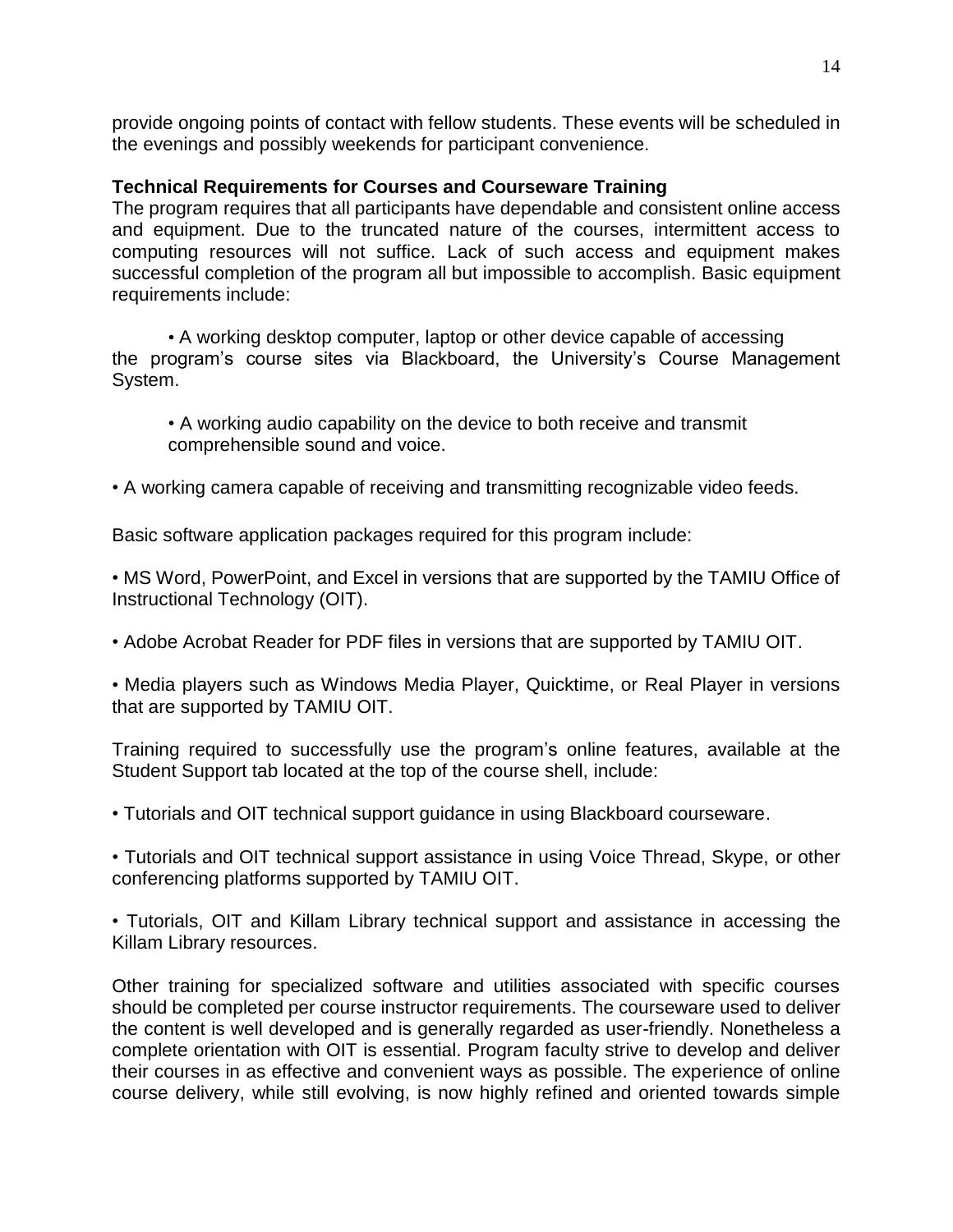provide ongoing points of contact with fellow students. These events will be scheduled in the evenings and possibly weekends for participant convenience.

**Technical Requirements for Courses and Courseware Training**

The program requires that all participants have dependable and consistent online access and equipment. Due to the truncated nature of the courses, intermittent access to computing resources will not suffice. Lack of such access and equipment makes successful completion of the program all but impossible to accomplish. Basic equipment requirements include:

- A working desktop computer, laptop or other device capable of accessing the program's course sites via Blackboard, the University's Course Management System.

- A working audio capability on the device to both receive and transmit comprehensible sound and voice.

- A working camera capable of receiving and transmitting recognizable video feeds.

Basic software application packages required for this program include:

- MS Word, PowerPoint, and Excel in versions that are supported by the TAMIU Office of Instructional Technology (OIT).

- Adobe Acrobat Reader for PDF files in versions that are supported by TAMIU OIT.

- Media players such as Windows Media Player, Quicktime, or Real Player in versions that are supported by TAMIU OIT.

Training required to successfully use the program's online features, available at the Student Support tab located at the top of the course shell, include:

- Tutorials and OIT technical support guidance in using Blackboard courseware.

- Tutorials and OIT technical support assistance in using Voice Thread, Skype, or other conferencing platforms supported by TAMIU OIT.

- Tutorials, OIT and Killam Library technical support and assistance in accessing the Killam Library resources.

Other training for specialized software and utilities associated with specific courses should be completed per course instructor requirements. The courseware used to deliver the content is well developed and is generally regarded as user-friendly. Nonetheless a complete orientation with OIT is essential. Program faculty strive to develop and deliver their courses in as effective and convenient ways as possible. The experience of online course delivery, while still evolving, is now highly refined and oriented towards simple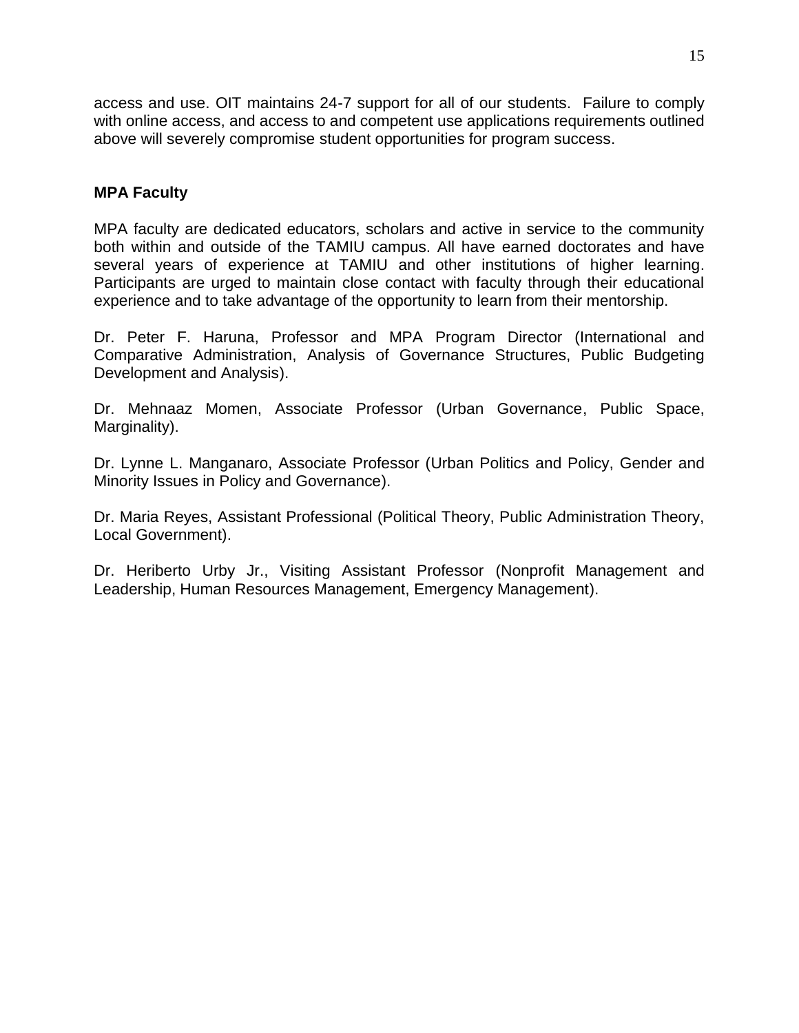access and use. OIT maintains 24-7 support for all of our students. Failure to comply with online access, and access to and competent use applications requirements outlined above will severely compromise student opportunities for program success.

**MPA Faculty**

MPA faculty are dedicated educators, scholars and active in service to the community both within and outside of the TAMIU campus. All have earned doctorates and have several years of experience at TAMIU and other institutions of higher learning. Participants are urged to maintain close contact with faculty through their educational experience and to take advantage of the opportunity to learn from their mentorship.

Dr. Peter F. Haruna, Professor and MPA Program Director (International and Comparative Administration, Analysis of Governance Structures, Public Budgeting Development and Analysis).

Dr. Mehnaaz Momen, Associate Professor (Urban Governance, Public Space, Marginality).

Dr. Lynne L. Manganaro, Associate Professor (Urban Politics and Policy, Gender and Minority Issues in Policy and Governance).

Dr. Maria Reyes, Assistant Professional (Political Theory, Public Administration Theory, Local Government).

Dr. Heriberto Urby Jr., Visiting Assistant Professor (Nonprofit Management and Leadership, Human Resources Management, Emergency Management).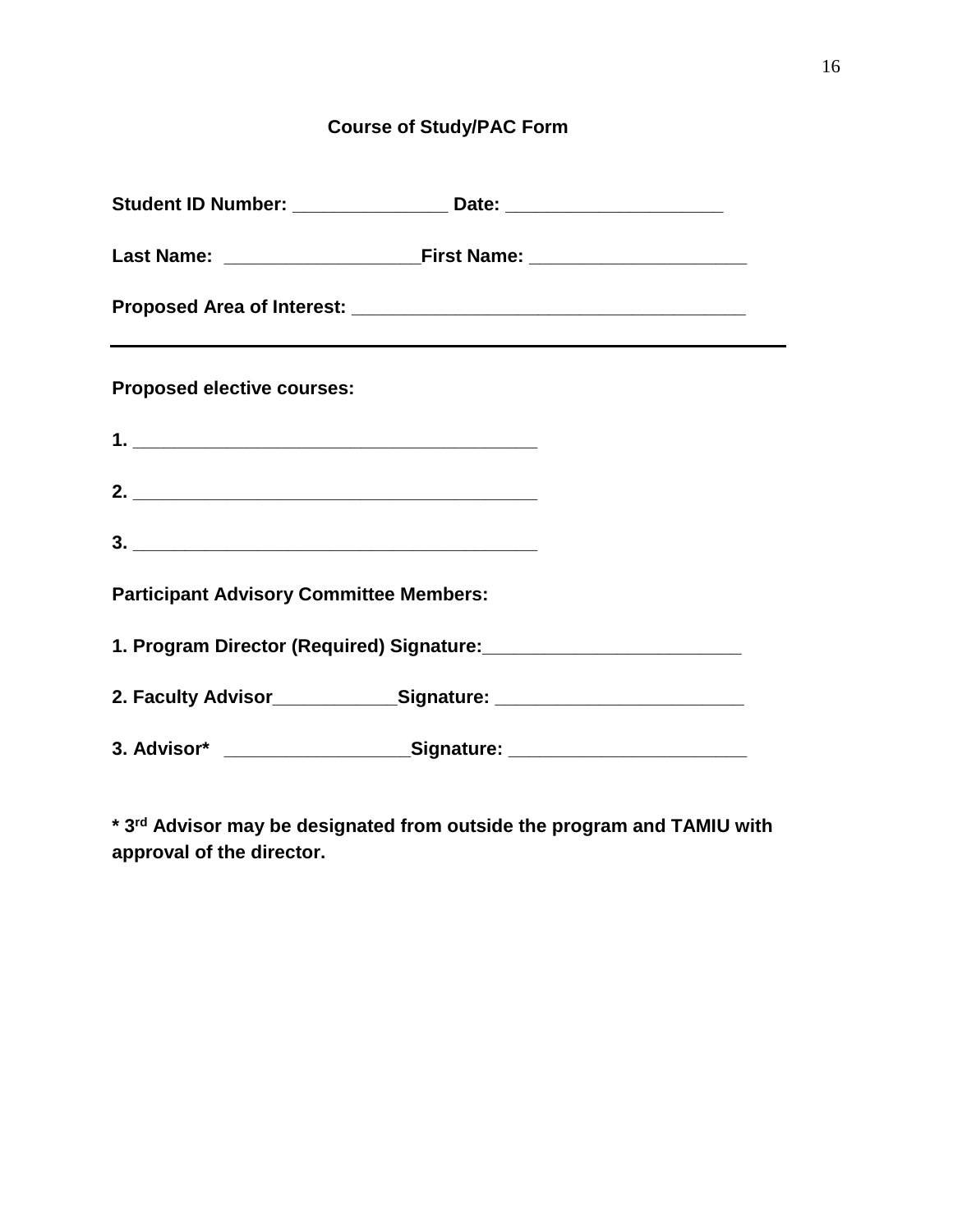## Course of Study/PAC Form

**Student ID Number: _______________ Date: _____________________**

**Last Name: ___________________First Name: _____________________**

**Proposed Area of Interest: _______________________________________**

---

**Proposed elective courses:**

**1. ________________________________________**

**2. ________________________________________**

**3. ________________________________________**

**Participant Advisory Committee Members:**

**1. Program Director (Required) Signature:_________________________**

**2. Faculty Advisor____________Signature: ________________________**

**3. Advisor* __________________Signature: _______________________**

**\* 3rd Advisor may be designated from outside the program and TAMIU with approval of the director.**